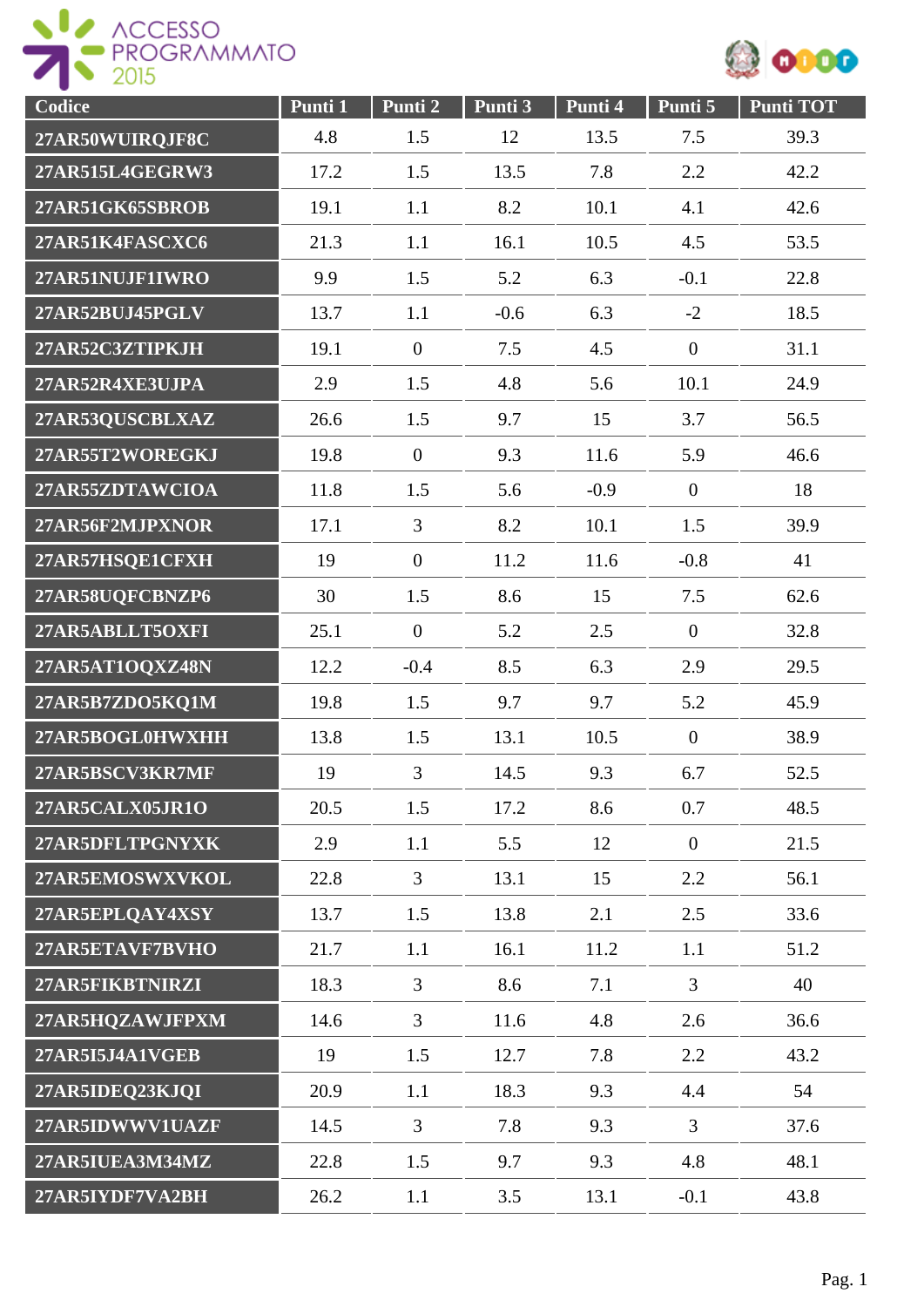ACCESSO PROGRAMMATO 2015

| Codice | Punti 1 | Punti 2 | Punti 3 | Punti 4 | Punti 5 | Punti TOT |
|---|---|---|---|---|---|---|
| 27AR50WUIRQJF8C | 4.8 | 1.5 | 12 | 13.5 | 7.5 | 39.3 |
| 27AR515L4GEGRW3 | 17.2 | 1.5 | 13.5 | 7.8 | 2.2 | 42.2 |
| 27AR51GK65SBROB | 19.1 | 1.1 | 8.2 | 10.1 | 4.1 | 42.6 |
| 27AR51K4FASCXC6 | 21.3 | 1.1 | 16.1 | 10.5 | 4.5 | 53.5 |
| 27AR51NUJF1IWRO | 9.9 | 1.5 | 5.2 | 6.3 | -0.1 | 22.8 |
| 27AR52BUJ45PGLV | 13.7 | 1.1 | -0.6 | 6.3 | -2 | 18.5 |
| 27AR52C3ZTIPKJH | 19.1 | 0 | 7.5 | 4.5 | 0 | 31.1 |
| 27AR52R4XE3UJPA | 2.9 | 1.5 | 4.8 | 5.6 | 10.1 | 24.9 |
| 27AR53QUSCBLXAZ | 26.6 | 1.5 | 9.7 | 15 | 3.7 | 56.5 |
| 27AR55T2WOREGKJ | 19.8 | 0 | 9.3 | 11.6 | 5.9 | 46.6 |
| 27AR55ZDTAWCIOA | 11.8 | 1.5 | 5.6 | -0.9 | 0 | 18 |
| 27AR56F2MJPXNOR | 17.1 | 3 | 8.2 | 10.1 | 1.5 | 39.9 |
| 27AR57HSQE1CFXH | 19 | 0 | 11.2 | 11.6 | -0.8 | 41 |
| 27AR58UQFCBNZP6 | 30 | 1.5 | 8.6 | 15 | 7.5 | 62.6 |
| 27AR5ABLLT5OXFI | 25.1 | 0 | 5.2 | 2.5 | 0 | 32.8 |
| 27AR5AT1OQXZ48N | 12.2 | -0.4 | 8.5 | 6.3 | 2.9 | 29.5 |
| 27AR5B7ZDO5KQ1M | 19.8 | 1.5 | 9.7 | 9.7 | 5.2 | 45.9 |
| 27AR5BOGL0HWXHH | 13.8 | 1.5 | 13.1 | 10.5 | 0 | 38.9 |
| 27AR5BSCV3KR7MF | 19 | 3 | 14.5 | 9.3 | 6.7 | 52.5 |
| 27AR5CALX05JR1O | 20.5 | 1.5 | 17.2 | 8.6 | 0.7 | 48.5 |
| 27AR5DFLTPGNYXK | 2.9 | 1.1 | 5.5 | 12 | 0 | 21.5 |
| 27AR5EMOSWXVKOL | 22.8 | 3 | 13.1 | 15 | 2.2 | 56.1 |
| 27AR5EPLQAY4XSY | 13.7 | 1.5 | 13.8 | 2.1 | 2.5 | 33.6 |
| 27AR5ETAVF7BVHO | 21.7 | 1.1 | 16.1 | 11.2 | 1.1 | 51.2 |
| 27AR5FIKBTNIRZI | 18.3 | 3 | 8.6 | 7.1 | 3 | 40 |
| 27AR5HQZAWJFPXM | 14.6 | 3 | 11.6 | 4.8 | 2.6 | 36.6 |
| 27AR5I5J4A1VGEB | 19 | 1.5 | 12.7 | 7.8 | 2.2 | 43.2 |
| 27AR5IDEQ23KJQI | 20.9 | 1.1 | 18.3 | 9.3 | 4.4 | 54 |
| 27AR5IDWWV1UAZF | 14.5 | 3 | 7.8 | 9.3 | 3 | 37.6 |
| 27AR5IUEA3M34MZ | 22.8 | 1.5 | 9.7 | 9.3 | 4.8 | 48.1 |
| 27AR5IYDF7VA2BH | 26.2 | 1.1 | 3.5 | 13.1 | -0.1 | 43.8 |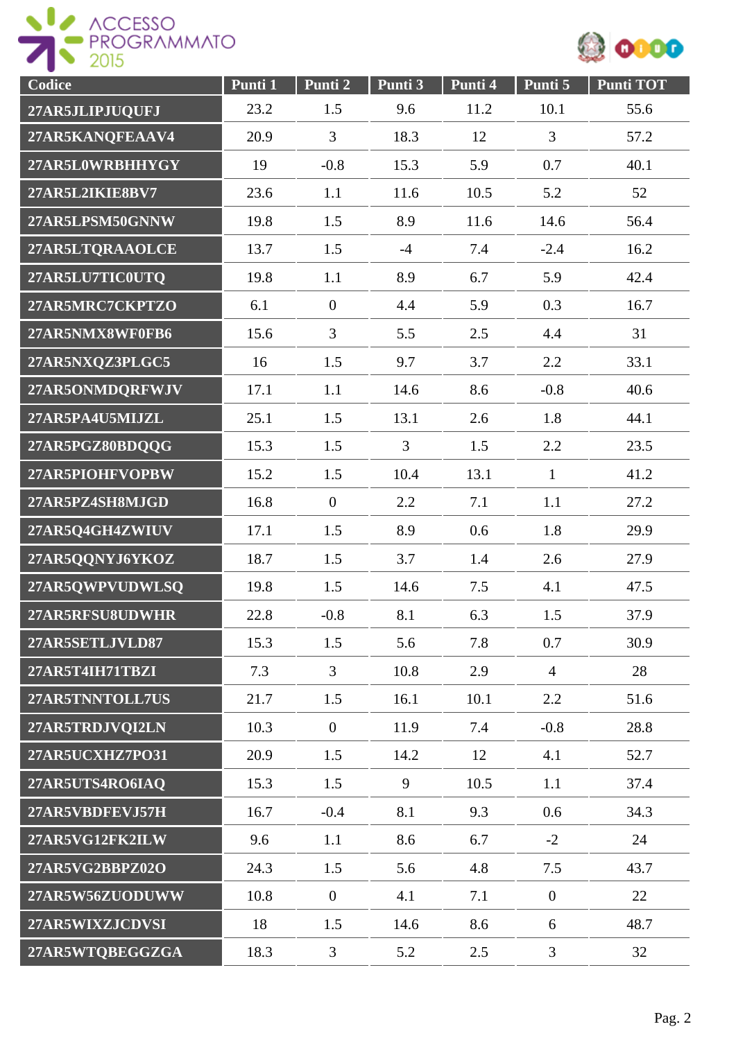| Codice | Punti 1 | Punti 2 | Punti 3 | Punti 4 | Punti 5 | Punti TOT |
|---|---|---|---|---|---|---|
| 27AR5JLIPJUQUFJ | 23.2 | 1.5 | 9.6 | 11.2 | 10.1 | 55.6 |
| 27AR5KANQFEAAV4 | 20.9 | 3 | 18.3 | 12 | 3 | 57.2 |
| 27AR5L0WRBHHYGY | 19 | -0.8 | 15.3 | 5.9 | 0.7 | 40.1 |
| 27AR5L2IKIE8BV7 | 23.6 | 1.1 | 11.6 | 10.5 | 5.2 | 52 |
| 27AR5LPSM50GNNW | 19.8 | 1.5 | 8.9 | 11.6 | 14.6 | 56.4 |
| 27AR5LTQRAAOLCE | 13.7 | 1.5 | -4 | 7.4 | -2.4 | 16.2 |
| 27AR5LU7TIC0UTQ | 19.8 | 1.1 | 8.9 | 6.7 | 5.9 | 42.4 |
| 27AR5MRC7CKPTZO | 6.1 | 0 | 4.4 | 5.9 | 0.3 | 16.7 |
| 27AR5NMX8WF0FB6 | 15.6 | 3 | 5.5 | 2.5 | 4.4 | 31 |
| 27AR5NXQZ3PLGC5 | 16 | 1.5 | 9.7 | 3.7 | 2.2 | 33.1 |
| 27AR5ONMDQRFWJV | 17.1 | 1.1 | 14.6 | 8.6 | -0.8 | 40.6 |
| 27AR5PA4U5MIJZL | 25.1 | 1.5 | 13.1 | 2.6 | 1.8 | 44.1 |
| 27AR5PGZ80BDQQG | 15.3 | 1.5 | 3 | 1.5 | 2.2 | 23.5 |
| 27AR5PIOHFVOPBW | 15.2 | 1.5 | 10.4 | 13.1 | 1 | 41.2 |
| 27AR5PZ4SH8MJGD | 16.8 | 0 | 2.2 | 7.1 | 1.1 | 27.2 |
| 27AR5Q4GH4ZWIUV | 17.1 | 1.5 | 8.9 | 0.6 | 1.8 | 29.9 |
| 27AR5QQNYJ6YKOZ | 18.7 | 1.5 | 3.7 | 1.4 | 2.6 | 27.9 |
| 27AR5QWPVUDWLSQ | 19.8 | 1.5 | 14.6 | 7.5 | 4.1 | 47.5 |
| 27AR5RFSU8UDWHR | 22.8 | -0.8 | 8.1 | 6.3 | 1.5 | 37.9 |
| 27AR5SETLJVLD87 | 15.3 | 1.5 | 5.6 | 7.8 | 0.7 | 30.9 |
| 27AR5T4IH71TBZI | 7.3 | 3 | 10.8 | 2.9 | 4 | 28 |
| 27AR5TNNTOLL7US | 21.7 | 1.5 | 16.1 | 10.1 | 2.2 | 51.6 |
| 27AR5TRDJVQI2LN | 10.3 | 0 | 11.9 | 7.4 | -0.8 | 28.8 |
| 27AR5UCXHZ7PO31 | 20.9 | 1.5 | 14.2 | 12 | 4.1 | 52.7 |
| 27AR5UTS4RO6IAQ | 15.3 | 1.5 | 9 | 10.5 | 1.1 | 37.4 |
| 27AR5VBDFEVJ57H | 16.7 | -0.4 | 8.1 | 9.3 | 0.6 | 34.3 |
| 27AR5VG12FK2ILW | 9.6 | 1.1 | 8.6 | 6.7 | -2 | 24 |
| 27AR5VG2BBPZ02O | 24.3 | 1.5 | 5.6 | 4.8 | 7.5 | 43.7 |
| 27AR5W56ZUODUWW | 10.8 | 0 | 4.1 | 7.1 | 0 | 22 |
| 27AR5WIXZJCDVSI | 18 | 1.5 | 14.6 | 8.6 | 6 | 48.7 |
| 27AR5WTQBEGGZGA | 18.3 | 3 | 5.2 | 2.5 | 3 | 32 |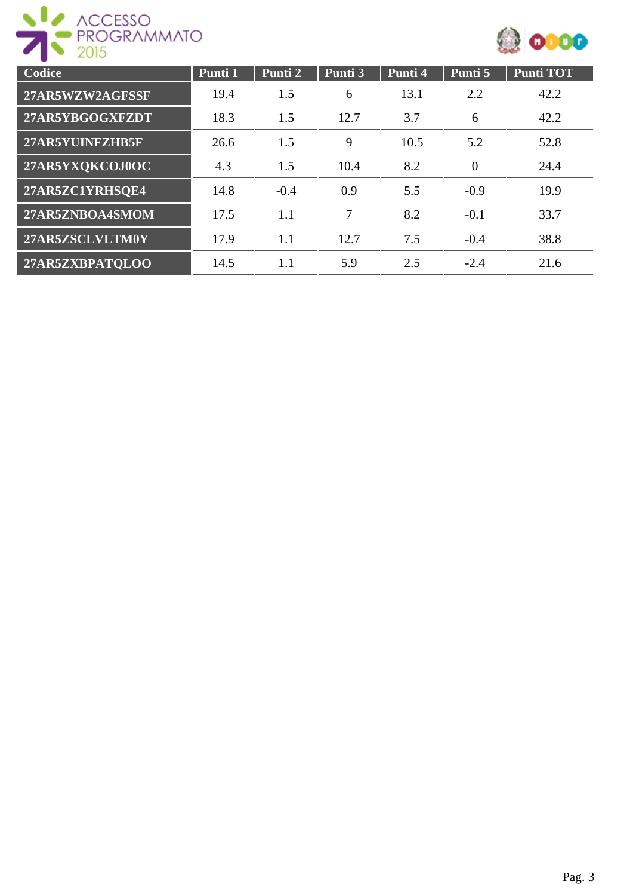| Codice | Punti 1 | Punti 2 | Punti 3 | Punti 4 | Punti 5 | Punti TOT |
|---|---|---|---|---|---|---|
| 27AR5WZW2AGFSSF | 19.4 | 1.5 | 6 | 13.1 | 2.2 | 42.2 |
| 27AR5YBGOGXFZDT | 18.3 | 1.5 | 12.7 | 3.7 | 6 | 42.2 |
| 27AR5YUINFZHB5F | 26.6 | 1.5 | 9 | 10.5 | 5.2 | 52.8 |
| 27AR5YXQKCOJ0OC | 4.3 | 1.5 | 10.4 | 8.2 | 0 | 24.4 |
| 27AR5ZC1YRHSQE4 | 14.8 | -0.4 | 0.9 | 5.5 | -0.9 | 19.9 |
| 27AR5ZNBOA4SMOM | 17.5 | 1.1 | 7 | 8.2 | -0.1 | 33.7 |
| 27AR5ZSCLVLTM0Y | 17.9 | 1.1 | 12.7 | 7.5 | -0.4 | 38.8 |
| 27AR5ZXBPATQLOO | 14.5 | 1.1 | 5.9 | 2.5 | -2.4 | 21.6 |